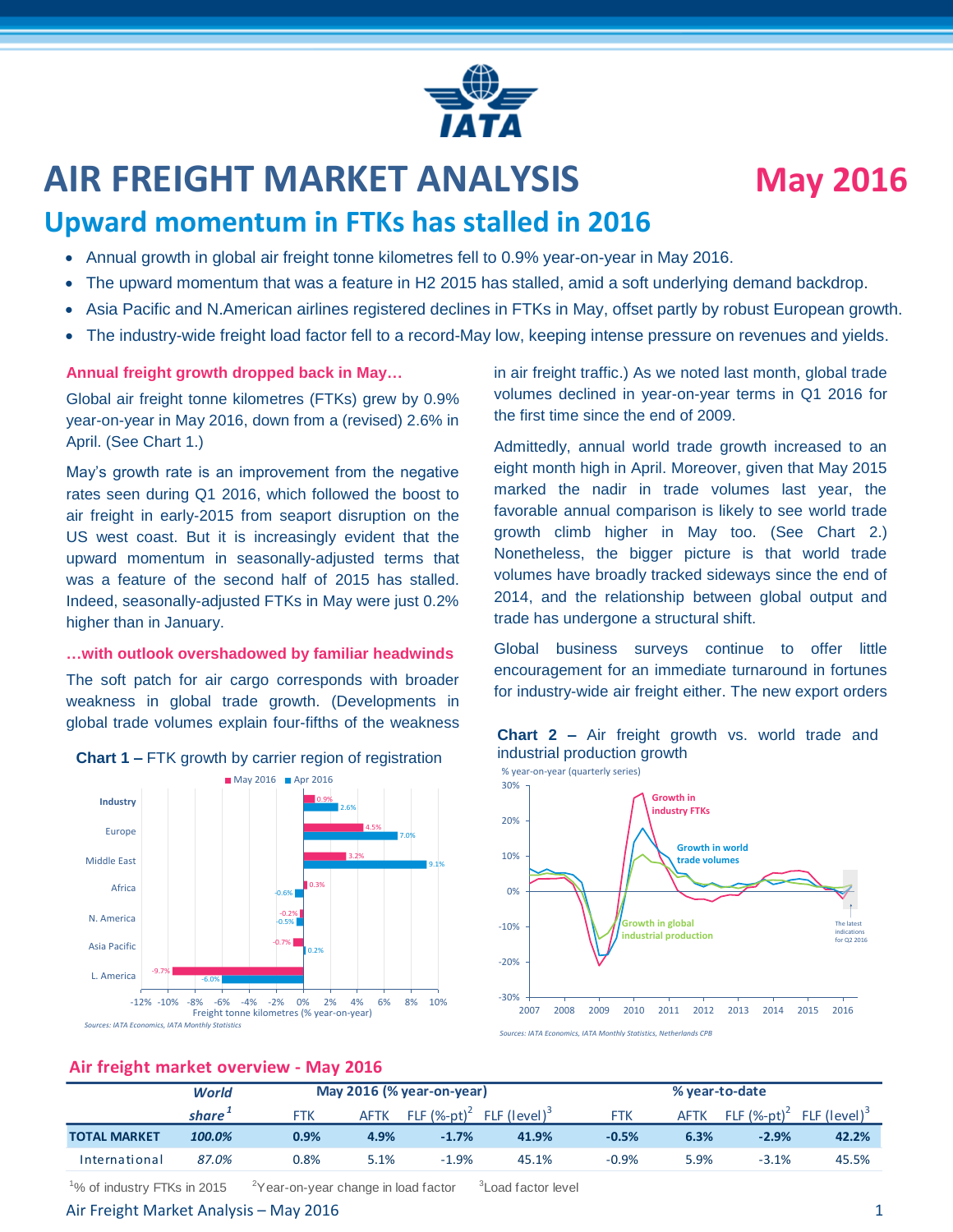# AIR FREIGHT MARKET ANALYSIS May 2016

## Upward momentum in FTKs has stalled in 2016

- Annual growth in global air freight tonne kilometres fell to 0.9% year-on-year in May 2016.
- The upward momentum that was a feature in H2 2015 has stalled, amid a soft underlying demand backdrop.
- Asia Pacific and N.American airlines registered declines in FTKs in May, offset partly by robust European growth.
- The industry-wide freight load factor fell to a record-May low, keeping intense pressure on revenues and yields.

### Annual freight growth dropped back in May…

Global air freight tonne kilometres (FTKs) grew by 0.9% year-on-year in May 2016, down from a (revised) 2.6% in April. (See Chart 1.)

May's growth rate is an improvement from the negative rates seen during Q1 2016, which followed the boost to air freight in early-2015 from seaport disruption on the US west coast. But it is increasingly evident that the upward momentum in seasonally-adjusted terms that was a feature of the second half of 2015 has stalled. Indeed, seasonally-adjusted FTKs in May were just 0.2% higher than in January.

### …with outlook overshadowed by familiar headwinds

The soft patch for air cargo corresponds with broader weakness in global trade growth. (Developments in global trade volumes explain four-fifths of the weakness in air freight traffic.) As we noted last month, global trade volumes declined in year-on-year terms in Q1 2016 for the first time since the end of 2009.

Admittedly, annual world trade growth increased to an eight month high in April. Moreover, given that May 2015 marked the nadir in trade volumes last year, the favorable annual comparison is likely to see world trade growth climb higher in May too. (See Chart 2.) Nonetheless, the bigger picture is that world trade volumes have broadly tracked sideways since the end of 2014, and the relationship between global output and trade has undergone a structural shift.

Global business surveys continue to offer little encouragement for an immediate turnaround in fortunes for industry-wide air freight either. The new export orders

**Chart 1 –** FTK growth by carrier region of registration

| Region | May 2016 | Apr 2016 |
|---|---|---|
| Industry | 0.9% | 2.6% |
| Europe | 4.5% | 7.0% |
| Middle East | 3.2% | 9.1% |
| Africa | 0.3% | -0.6% |
| N. America | -0.2% | -0.5% |
| Asia Pacific | -0.7% | 0.2% |
| L. America | -9.7% | -6.0% |

Freight tonne kilometres (% year-on-year)

*Sources: IATA Economics, IATA Monthly Statistics*

**Chart 2 –** Air freight growth vs. world trade and industrial production growth

% year-on-year (quarterly series). Series: Growth in industry FTKs; Growth in world trade volumes; Growth in global industrial production. The latest indications for Q2 2016.

*Sources: IATA Economics, IATA Monthly Statistics, Netherlands CPB*

### Air freight market overview - May 2016

| | World share[1] | May 2016 (% year-on-year) | | | | % year-to-date | | | |
|---|---|---|---|---|---|---|---|---|---|
| | | FTK | AFTK | FLF (%-pt)[2] | FLF (level)[3] | FTK | AFTK | FLF (%-pt)[2] | FLF (level)[3] |
| **TOTAL MARKET** | **100.0%** | **0.9%** | **4.9%** | **-1.7%** | **41.9%** | **-0.5%** | **6.3%** | **-2.9%** | **42.2%** |
| International | 87.0% | 0.8% | 5.1% | -1.9% | 45.1% | -0.9% | 5.9% | -3.1% | 45.5% |

[1]% of industry FTKs in 2015 [2]Year-on-year change in load factor [3]Load factor level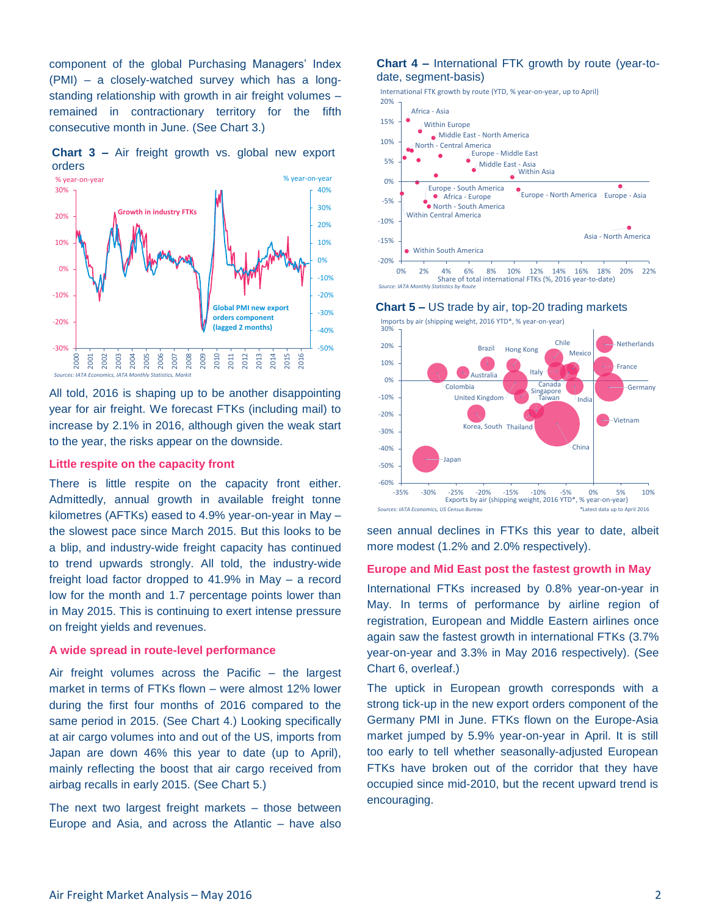component of the global Purchasing Managers' Index (PMI) – a closely-watched survey which has a long-standing relationship with growth in air freight volumes – remained in contractionary territory for the fifth consecutive month in June. (See Chart 3.)

**Chart 3 –** Air freight growth vs. global new export orders

*Sources: IATA Economics, IATA Monthly Statistics, Markit*

All told, 2016 is shaping up to be another disappointing year for air freight. We forecast FTKs (including mail) to increase by 2.1% in 2016, although given the weak start to the year, the risks appear on the downside.

### Little respite on the capacity front

There is little respite on the capacity front either. Admittedly, annual growth in available freight tonne kilometres (AFTKs) eased to 4.9% year-on-year in May – the slowest pace since March 2015. But this looks to be a blip, and industry-wide freight capacity has continued to trend upwards strongly. All told, the industry-wide freight load factor dropped to 41.9% in May – a record low for the month and 1.7 percentage points lower than in May 2015. This is continuing to exert intense pressure on freight yields and revenues.

### A wide spread in route-level performance

Air freight volumes across the Pacific – the largest market in terms of FTKs flown – were almost 12% lower during the first four months of 2016 compared to the same period in 2015. (See Chart 4.) Looking specifically at air cargo volumes into and out of the US, imports from Japan are down 46% this year to date (up to April), mainly reflecting the boost that air cargo received from airbag recalls in early 2015. (See Chart 5.)

The next two largest freight markets – those between Europe and Asia, and across the Atlantic – have also

**Chart 4 –** International FTK growth by route (year-to-date, segment-basis)

*Source: IATA Monthly Statistics by Route*

**Chart 5 –** US trade by air, top-20 trading markets

*Sources: IATA Economics, US Census Bureau*

*\*Latest data up to April 2016*

seen annual declines in FTKs this year to date, albeit more modest (1.2% and 2.0% respectively).

### Europe and Mid East post the fastest growth in May

International FTKs increased by 0.8% year-on-year in May. In terms of performance by airline region of registration, European and Middle Eastern airlines once again saw the fastest growth in international FTKs (3.7% year-on-year and 3.3% in May 2016 respectively). (See Chart 6, overleaf.)

The uptick in European growth corresponds with a strong tick-up in the new export orders component of the Germany PMI in June. FTKs flown on the Europe-Asia market jumped by 5.9% year-on-year in April. It is still too early to tell whether seasonally-adjusted European FTKs have broken out of the corridor that they have occupied since mid-2010, but the recent upward trend is encouraging.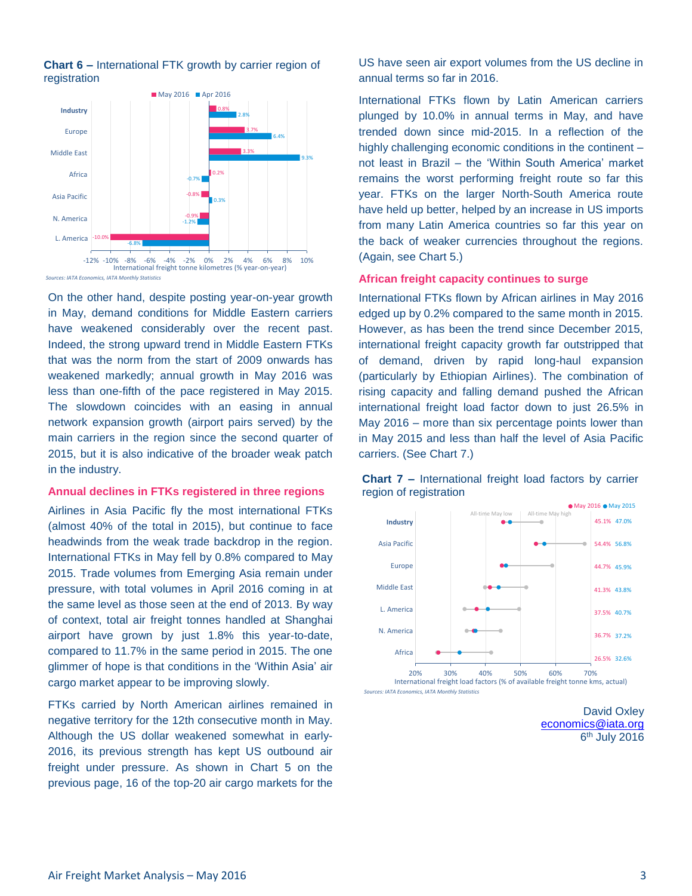**Chart 6 –** International FTK growth by carrier region of registration

| Region | May 2016 | Apr 2016 |
|---|---|---|
| Industry | 0.8% | 2.8% |
| Europe | 3.7% | 6.4% |
| Middle East | 3.3% | 9.3% |
| Africa | 0.2% | -0.7% |
| Asia Pacific | -0.8% | 0.3% |
| N. America | -0.9% | -1.2% |
| L. America | -10.0% | -6.8% |

International freight tonne kilometres (% year-on-year)

*Sources: IATA Economics, IATA Monthly Statistics*

On the other hand, despite posting year-on-year growth in May, demand conditions for Middle Eastern carriers have weakened considerably over the recent past. Indeed, the strong upward trend in Middle Eastern FTKs that was the norm from the start of 2009 onwards has weakened markedly; annual growth in May 2016 was less than one-fifth of the pace registered in May 2015. The slowdown coincides with an easing in annual network expansion growth (airport pairs served) by the main carriers in the region since the second quarter of 2015, but it is also indicative of the broader weak patch in the industry.

## Annual declines in FTKs registered in three regions

Airlines in Asia Pacific fly the most international FTKs (almost 40% of the total in 2015), but continue to face headwinds from the weak trade backdrop in the region. International FTKs in May fell by 0.8% compared to May 2015. Trade volumes from Emerging Asia remain under pressure, with total volumes in April 2016 coming in at the same level as those seen at the end of 2013. By way of context, total air freight tonnes handled at Shanghai airport have grown by just 1.8% this year-to-date, compared to 11.7% in the same period in 2015. The one glimmer of hope is that conditions in the 'Within Asia' air cargo market appear to be improving slowly.

FTKs carried by North American airlines remained in negative territory for the 12th consecutive month in May. Although the US dollar weakened somewhat in early-2016, its previous strength has kept US outbound air freight under pressure. As shown in Chart 5 on the previous page, 16 of the top-20 air cargo markets for the US have seen air export volumes from the US decline in annual terms so far in 2016.

International FTKs flown by Latin American carriers plunged by 10.0% in annual terms in May, and have trended down since mid-2015. In a reflection of the highly challenging economic conditions in the continent – not least in Brazil – the 'Within South America' market remains the worst performing freight route so far this year. FTKs on the larger North-South America route have held up better, helped by an increase in US imports from many Latin America countries so far this year on the back of weaker currencies throughout the regions. (Again, see Chart 5.)

## African freight capacity continues to surge

International FTKs flown by African airlines in May 2016 edged up by 0.2% compared to the same month in 2015. However, as has been the trend since December 2015, international freight capacity growth far outstripped that of demand, driven by rapid long-haul expansion (particularly by Ethiopian Airlines). The combination of rising capacity and falling demand pushed the African international freight load factor down to just 26.5% in May 2016 – more than six percentage points lower than in May 2015 and less than half the level of Asia Pacific carriers. (See Chart 7.)

**Chart 7 –** International freight load factors by carrier region of registration

| Region | May 2016 | May 2015 |
|---|---|---|
| Industry | 45.1% | 47.0% |
| Asia Pacific | 54.4% | 56.8% |
| Europe | 44.7% | 45.9% |
| Middle East | 41.3% | 43.8% |
| L. America | 37.5% | 40.7% |
| N. America | 36.7% | 37.2% |
| Africa | 26.5% | 32.6% |

International freight load factors (% of available freight tonne kms, actual); grey markers: All-time May low, All-time May high

*Sources: IATA Economics, IATA Monthly Statistics*

David Oxley
economics@iata.org
6th July 2016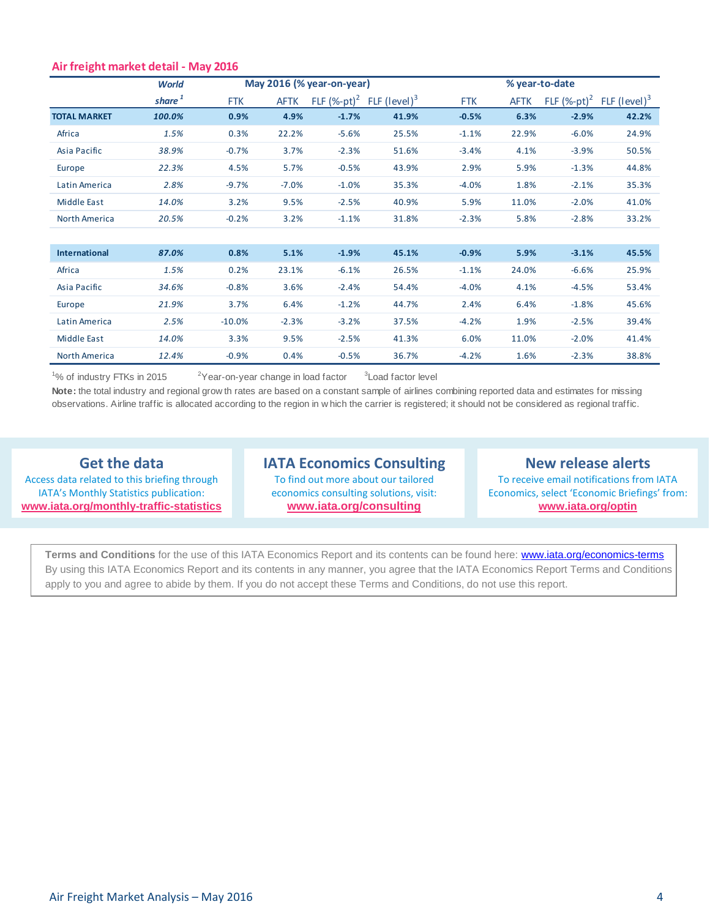## Air freight market detail - May 2016

| | World share[1] | May 2016 (% year-on-year) | | | | % year-to-date | | | |
|---|---|---|---|---|---|---|---|---|---|
| | | FTK | AFTK | FLF (%-pt)[2] | FLF (level)[3] | FTK | AFTK | FLF (%-pt)[2] | FLF (level)[3] |
| **TOTAL MARKET** | ***100.0%*** | **0.9%** | **4.9%** | **-1.7%** | **41.9%** | **-0.5%** | **6.3%** | **-2.9%** | **42.2%** |
| Africa | *1.5%* | 0.3% | 22.2% | -5.6% | 25.5% | -1.1% | 22.9% | -6.0% | 24.9% |
| Asia Pacific | *38.9%* | -0.7% | 3.7% | -2.3% | 51.6% | -3.4% | 4.1% | -3.9% | 50.5% |
| Europe | *22.3%* | 4.5% | 5.7% | -0.5% | 43.9% | 2.9% | 5.9% | -1.3% | 44.8% |
| Latin America | *2.8%* | -9.7% | -7.0% | -1.0% | 35.3% | -4.0% | 1.8% | -2.1% | 35.3% |
| Middle East | *14.0%* | 3.2% | 9.5% | -2.5% | 40.9% | 5.9% | 11.0% | -2.0% | 41.0% |
| North America | *20.5%* | -0.2% | 3.2% | -1.1% | 31.8% | -2.3% | 5.8% | -2.8% | 33.2% |
| | | | | | | | | | |
| **International** | ***87.0%*** | **0.8%** | **5.1%** | **-1.9%** | **45.1%** | **-0.9%** | **5.9%** | **-3.1%** | **45.5%** |
| Africa | *1.5%* | 0.2% | 23.1% | -6.1% | 26.5% | -1.1% | 24.0% | -6.6% | 25.9% |
| Asia Pacific | *34.6%* | -0.8% | 3.6% | -2.4% | 54.4% | -4.0% | 4.1% | -4.5% | 53.4% |
| Europe | *21.9%* | 3.7% | 6.4% | -1.2% | 44.7% | 2.4% | 6.4% | -1.8% | 45.6% |
| Latin America | *2.5%* | -10.0% | -2.3% | -3.2% | 37.5% | -4.2% | 1.9% | -2.5% | 39.4% |
| Middle East | *14.0%* | 3.3% | 9.5% | -2.5% | 41.3% | 6.0% | 11.0% | -2.0% | 41.4% |
| North America | *12.4%* | -0.9% | 0.4% | -0.5% | 36.7% | -4.2% | 1.6% | -2.3% | 38.8% |

[1]% of industry FTKs in 2015 [2]Year-on-year change in load factor [3]Load factor level

**Note:** the total industry and regional growth rates are based on a constant sample of airlines combining reported data and estimates for missing observations. Airline traffic is allocated according to the region in which the carrier is registered; it should not be considered as regional traffic.

### Get the data

Access data related to this briefing through IATA's Monthly Statistics publication:
**www.iata.org/monthly-traffic-statistics**

### IATA Economics Consulting

To find out more about our tailored economics consulting solutions, visit:
**www.iata.org/consulting**

### New release alerts

To receive email notifications from IATA Economics, select 'Economic Briefings' from:
**www.iata.org/optin**

**Terms and Conditions** for the use of this IATA Economics Report and its contents can be found here: www.iata.org/economics-terms
By using this IATA Economics Report and its contents in any manner, you agree that the IATA Economics Report Terms and Conditions apply to you and agree to abide by them. If you do not accept these Terms and Conditions, do not use this report.